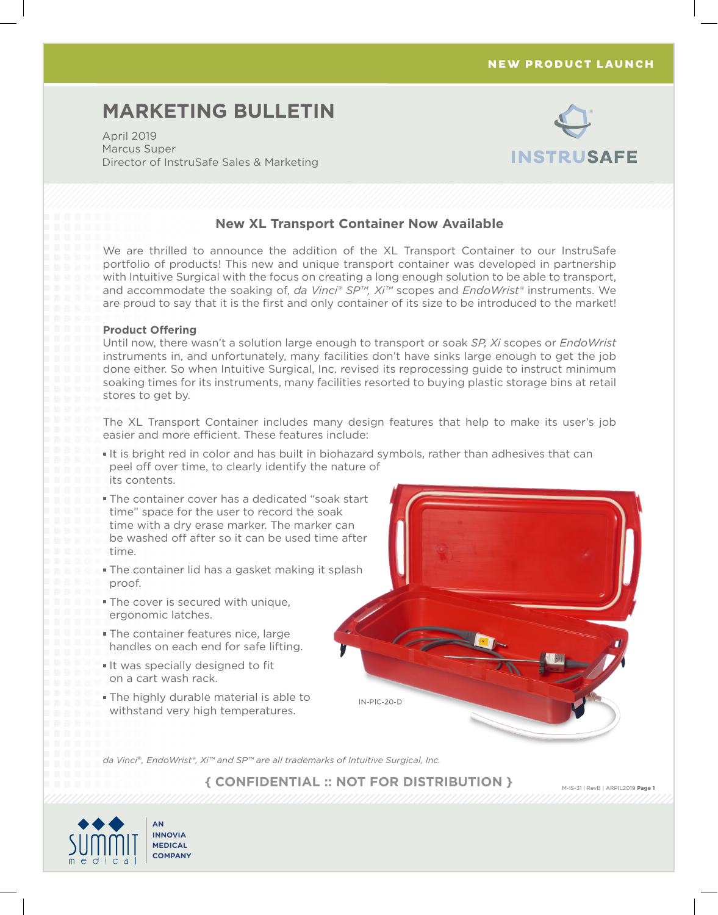NEW PRODUCT LAUNCH

# MARKETING BULLETIN

April 2019
Marcus Super
Director of InstruSafe Sales & Marketing

INSTRUSAFE

## New XL Transport Container Now Available

We are thrilled to announce the addition of the XL Transport Container to our InstruSafe portfolio of products! This new and unique transport container was developed in partnership with Intuitive Surgical with the focus on creating a long enough solution to be able to transport, and accommodate the soaking of, *da Vinci® SP™, Xi™* scopes and *EndoWrist®* instruments. We are proud to say that it is the first and only container of its size to be introduced to the market!

**Product Offering**

Until now, there wasn't a solution large enough to transport or soak *SP, Xi* scopes or *EndoWrist* instruments in, and unfortunately, many facilities don't have sinks large enough to get the job done either. So when Intuitive Surgical, Inc. revised its reprocessing guide to instruct minimum soaking times for its instruments, many facilities resorted to buying plastic storage bins at retail stores to get by.

The XL Transport Container includes many design features that help to make its user's job easier and more efficient. These features include:

- It is bright red in color and has built in biohazard symbols, rather than adhesives that can peel off over time, to clearly identify the nature of its contents.
- The container cover has a dedicated "soak start time" space for the user to record the soak time with a dry erase marker. The marker can be washed off after so it can be used time after time.
- The container lid has a gasket making it splash proof.
- The cover is secured with unique, ergonomic latches.
- The container features nice, large handles on each end for safe lifting.
- It was specially designed to fit on a cart wash rack.
- The highly durable material is able to withstand very high temperatures.

IN-PIC-20-D

*da Vinci®, EndoWrist®, Xi™ and SP™ are all trademarks of Intuitive Surgical, Inc.*

**{ CONFIDENTIAL :: NOT FOR DISTRIBUTION }**

M-IS-31 | RevB | ARPIL2019

SUMMIT medical — AN INNOVIA MEDICAL COMPANY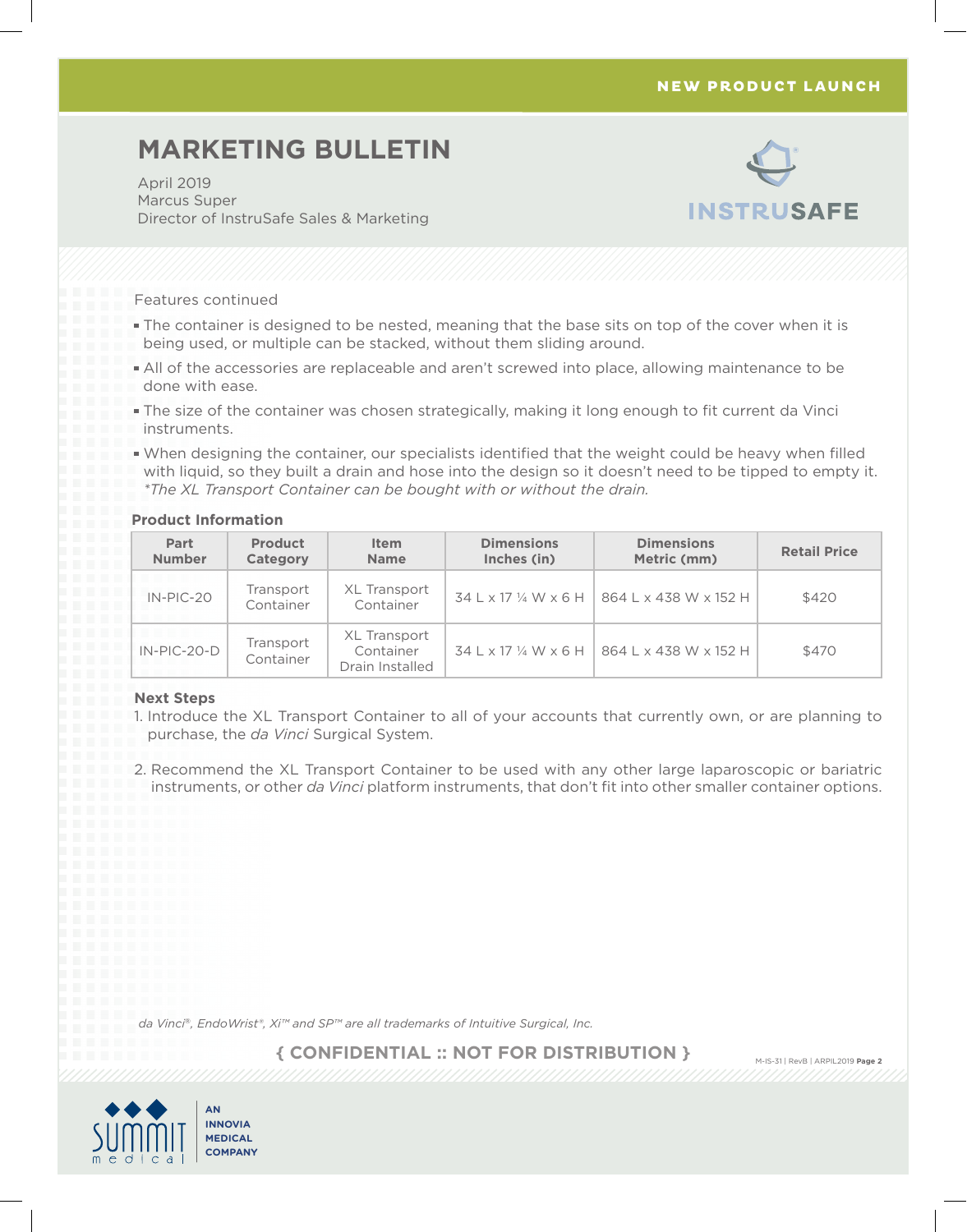NEW PRODUCT LAUNCH

# MARKETING BULLETIN

April 2019
Marcus Super
Director of InstruSafe Sales & Marketing

INSTRUSAFE

Features continued

- The container is designed to be nested, meaning that the base sits on top of the cover when it is being used, or multiple can be stacked, without them sliding around.
- All of the accessories are replaceable and aren't screwed into place, allowing maintenance to be done with ease.
- The size of the container was chosen strategically, making it long enough to fit current da Vinci instruments.
- When designing the container, our specialists identified that the weight could be heavy when filled with liquid, so they built a drain and hose into the design so it doesn't need to be tipped to empty it. *\*The XL Transport Container can be bought with or without the drain.*

**Product Information**

| Part Number | Product Category | Item Name | Dimensions Inches (in) | Dimensions Metric (mm) | Retail Price |
|---|---|---|---|---|---|
| IN-PIC-20 | Transport Container | XL Transport Container | 34 L x 17 ¼ W x 6 H | 864 L x 438 W x 152 H | $420 |
| IN-PIC-20-D | Transport Container | XL Transport Container Drain Installed | 34 L x 17 ¼ W x 6 H | 864 L x 438 W x 152 H | $470 |

**Next Steps**

1. Introduce the XL Transport Container to all of your accounts that currently own, or are planning to purchase, the *da Vinci* Surgical System.

2. Recommend the XL Transport Container to be used with any other large laparoscopic or bariatric instruments, or other *da Vinci* platform instruments, that don't fit into other smaller container options.

*da Vinci®, EndoWrist®, Xi™ and SP™ are all trademarks of Intuitive Surgical, Inc.*

**{ CONFIDENTIAL :: NOT FOR DISTRIBUTION }**

M-IS-31 | RevB | ARPIL2019

SUMMIT medical | AN INNOVIA MEDICAL COMPANY